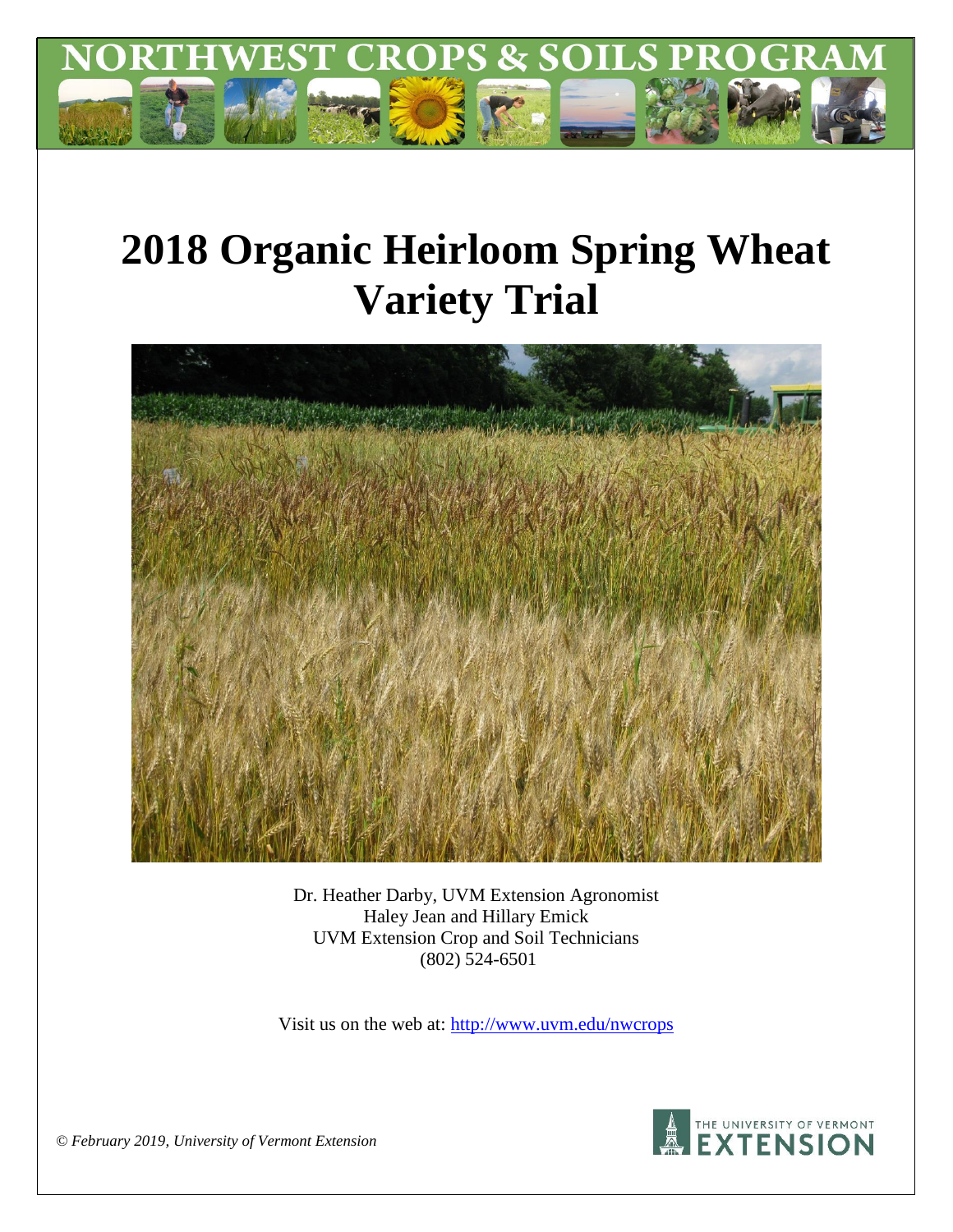# NORTHWEST CROPS & SOILS PROGRAM

# 2018 Organic Heirloom Spring Wheat Variety Trial

Dr. Heather Darby, UVM Extension Agronomist
Haley Jean and Hillary Emick
UVM Extension Crop and Soil Technicians
(802) 524-6501

Visit us on the web at: http://www.uvm.edu/nwcrops

*© February 2019, University of Vermont Extension*

THE UNIVERSITY OF VERMONT EXTENSION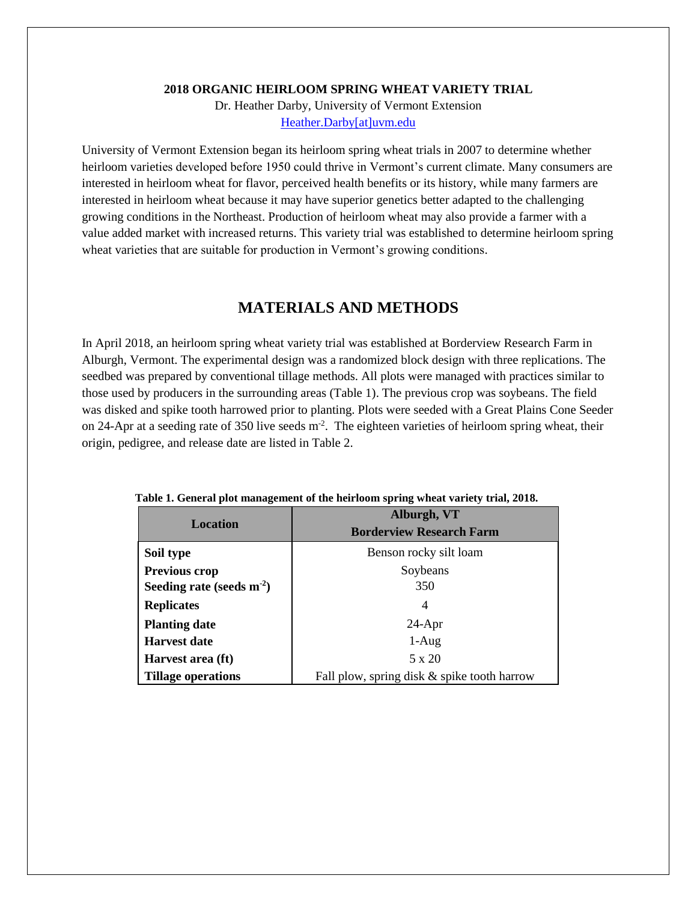**2018 ORGANIC HEIRLOOM SPRING WHEAT VARIETY TRIAL**

Dr. Heather Darby, University of Vermont Extension

Heather.Darby[at]uvm.edu

University of Vermont Extension began its heirloom spring wheat trials in 2007 to determine whether heirloom varieties developed before 1950 could thrive in Vermont's current climate. Many consumers are interested in heirloom wheat for flavor, perceived health benefits or its history, while many farmers are interested in heirloom wheat because it may have superior genetics better adapted to the challenging growing conditions in the Northeast. Production of heirloom wheat may also provide a farmer with a value added market with increased returns. This variety trial was established to determine heirloom spring wheat varieties that are suitable for production in Vermont's growing conditions.

## MATERIALS AND METHODS

In April 2018, an heirloom spring wheat variety trial was established at Borderview Research Farm in Alburgh, Vermont. The experimental design was a randomized block design with three replications. The seedbed was prepared by conventional tillage methods. All plots were managed with practices similar to those used by producers in the surrounding areas (Table 1). The previous crop was soybeans. The field was disked and spike tooth harrowed prior to planting. Plots were seeded with a Great Plains Cone Seeder on 24-Apr at a seeding rate of 350 live seeds $m^{-2}$. The eighteen varieties of heirloom spring wheat, their origin, pedigree, and release date are listed in Table 2.

**Table 1. General plot management of the heirloom spring wheat variety trial, 2018.**

| Location | Alburgh, VT<br>Borderview Research Farm |
|---|---|
| **Soil type** | Benson rocky silt loam |
| **Previous crop** | Soybeans |
| **Seeding rate (seeds $m^{-2}$)** | 350 |
| **Replicates** | 4 |
| **Planting date** | 24-Apr |
| **Harvest date** | 1-Aug |
| **Harvest area (ft)** | 5 x 20 |
| **Tillage operations** | Fall plow, spring disk & spike tooth harrow |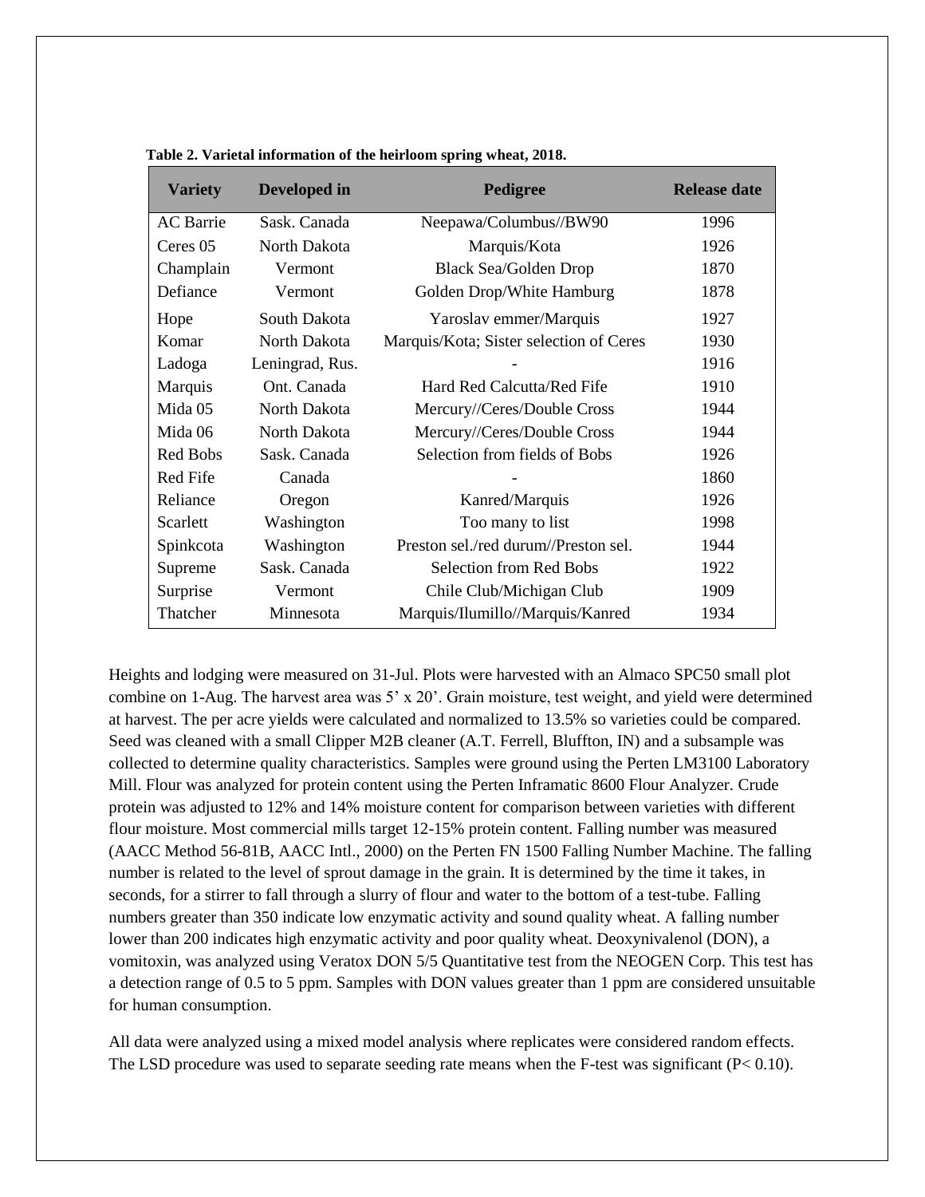**Table 2. Varietal information of the heirloom spring wheat, 2018.**

| Variety | Developed in | Pedigree | Release date |
|---|---|---|---|
| AC Barrie | Sask. Canada | Neepawa/Columbus//BW90 | 1996 |
| Ceres 05 | North Dakota | Marquis/Kota | 1926 |
| Champlain | Vermont | Black Sea/Golden Drop | 1870 |
| Defiance | Vermont | Golden Drop/White Hamburg | 1878 |
| Hope | South Dakota | Yaroslav emmer/Marquis | 1927 |
| Komar | North Dakota | Marquis/Kota; Sister selection of Ceres | 1930 |
| Ladoga | Leningrad, Rus. | - | 1916 |
| Marquis | Ont. Canada | Hard Red Calcutta/Red Fife | 1910 |
| Mida 05 | North Dakota | Mercury//Ceres/Double Cross | 1944 |
| Mida 06 | North Dakota | Mercury//Ceres/Double Cross | 1944 |
| Red Bobs | Sask. Canada | Selection from fields of Bobs | 1926 |
| Red Fife | Canada | - | 1860 |
| Reliance | Oregon | Kanred/Marquis | 1926 |
| Scarlett | Washington | Too many to list | 1998 |
| Spinkcota | Washington | Preston sel./red durum//Preston sel. | 1944 |
| Supreme | Sask. Canada | Selection from Red Bobs | 1922 |
| Surprise | Vermont | Chile Club/Michigan Club | 1909 |
| Thatcher | Minnesota | Marquis/Ilumillo//Marquis/Kanred | 1934 |

Heights and lodging were measured on 31-Jul. Plots were harvested with an Almaco SPC50 small plot combine on 1-Aug. The harvest area was 5' x 20'. Grain moisture, test weight, and yield were determined at harvest. The per acre yields were calculated and normalized to 13.5% so varieties could be compared. Seed was cleaned with a small Clipper M2B cleaner (A.T. Ferrell, Bluffton, IN) and a subsample was collected to determine quality characteristics. Samples were ground using the Perten LM3100 Laboratory Mill. Flour was analyzed for protein content using the Perten Inframatic 8600 Flour Analyzer. Crude protein was adjusted to 12% and 14% moisture content for comparison between varieties with different flour moisture. Most commercial mills target 12-15% protein content. Falling number was measured (AACC Method 56-81B, AACC Intl., 2000) on the Perten FN 1500 Falling Number Machine. The falling number is related to the level of sprout damage in the grain. It is determined by the time it takes, in seconds, for a stirrer to fall through a slurry of flour and water to the bottom of a test-tube. Falling numbers greater than 350 indicate low enzymatic activity and sound quality wheat. A falling number lower than 200 indicates high enzymatic activity and poor quality wheat. Deoxynivalenol (DON), a vomitoxin, was analyzed using Veratox DON 5/5 Quantitative test from the NEOGEN Corp. This test has a detection range of 0.5 to 5 ppm. Samples with DON values greater than 1 ppm are considered unsuitable for human consumption.

All data were analyzed using a mixed model analysis where replicates were considered random effects. The LSD procedure was used to separate seeding rate means when the F-test was significant ($P < 0.10$).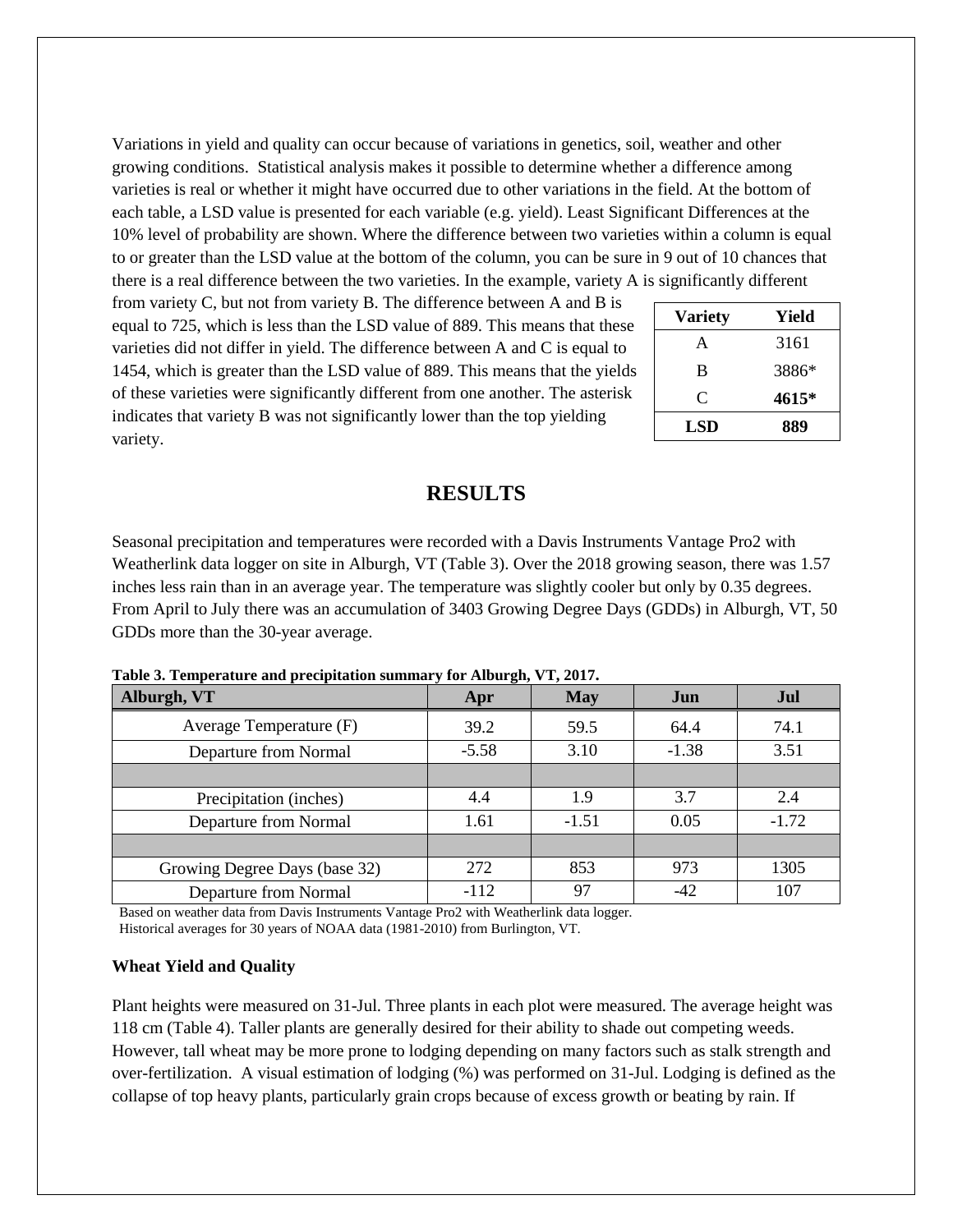Variations in yield and quality can occur because of variations in genetics, soil, weather and other growing conditions. Statistical analysis makes it possible to determine whether a difference among varieties is real or whether it might have occurred due to other variations in the field. At the bottom of each table, a LSD value is presented for each variable (e.g. yield). Least Significant Differences at the 10% level of probability are shown. Where the difference between two varieties within a column is equal to or greater than the LSD value at the bottom of the column, you can be sure in 9 out of 10 chances that there is a real difference between the two varieties. In the example, variety A is significantly different from variety C, but not from variety B. The difference between A and B is equal to 725, which is less than the LSD value of 889. This means that these varieties did not differ in yield. The difference between A and C is equal to 1454, which is greater than the LSD value of 889. This means that the yields of these varieties were significantly different from one another. The asterisk indicates that variety B was not significantly lower than the top yielding variety.

| Variety | Yield |
|---|---|
| A | 3161 |
| B | 3886* |
| C | **4615*** |
| **LSD** | **889** |

## RESULTS

Seasonal precipitation and temperatures were recorded with a Davis Instruments Vantage Pro2 with Weatherlink data logger on site in Alburgh, VT (Table 3). Over the 2018 growing season, there was 1.57 inches less rain than in an average year. The temperature was slightly cooler but only by 0.35 degrees. From April to July there was an accumulation of 3403 Growing Degree Days (GDDs) in Alburgh, VT, 50 GDDs more than the 30-year average.

**Table 3. Temperature and precipitation summary for Alburgh, VT, 2017.**

| Alburgh, VT | Apr | May | Jun | Jul |
|---|---|---|---|---|
| Average Temperature (F) | 39.2 | 59.5 | 64.4 | 74.1 |
| Departure from Normal | -5.58 | 3.10 | -1.38 | 3.51 |
| | | | | |
| Precipitation (inches) | 4.4 | 1.9 | 3.7 | 2.4 |
| Departure from Normal | 1.61 | -1.51 | 0.05 | -1.72 |
| | | | | |
| Growing Degree Days (base 32) | 272 | 853 | 973 | 1305 |
| Departure from Normal | -112 | 97 | -42 | 107 |

Based on weather data from Davis Instruments Vantage Pro2 with Weatherlink data logger.
Historical averages for 30 years of NOAA data (1981-2010) from Burlington, VT.

### Wheat Yield and Quality

Plant heights were measured on 31-Jul. Three plants in each plot were measured. The average height was 118 cm (Table 4). Taller plants are generally desired for their ability to shade out competing weeds. However, tall wheat may be more prone to lodging depending on many factors such as stalk strength and over-fertilization. A visual estimation of lodging (%) was performed on 31-Jul. Lodging is defined as the collapse of top heavy plants, particularly grain crops because of excess growth or beating by rain. If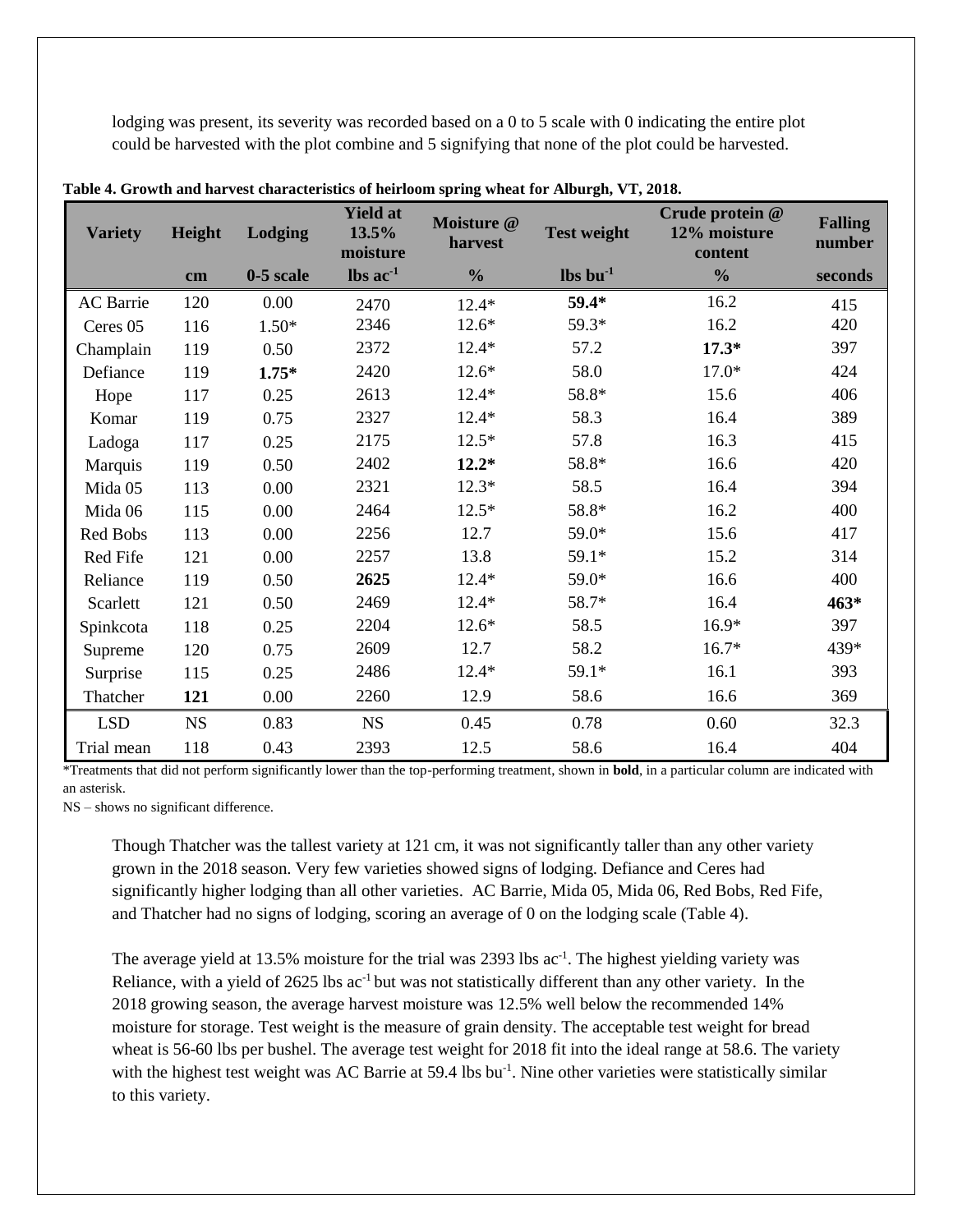lodging was present, its severity was recorded based on a 0 to 5 scale with 0 indicating the entire plot could be harvested with the plot combine and 5 signifying that none of the plot could be harvested.

**Table 4. Growth and harvest characteristics of heirloom spring wheat for Alburgh, VT, 2018.**

| Variety | Height | Lodging | Yield at 13.5% moisture | Moisture @ harvest | Test weight | Crude protein @ 12% moisture content | Falling number |
|---|---|---|---|---|---|---|---|
| | cm | 0-5 scale | lbs ac$^{-1}$ | % | lbs bu$^{-1}$ | % | seconds |
| AC Barrie | 120 | 0.00 | 2470 | 12.4* | **59.4*** | 16.2 | 415 |
| Ceres 05 | 116 | 1.50* | 2346 | 12.6* | 59.3* | 16.2 | 420 |
| Champlain | 119 | 0.50 | 2372 | 12.4* | 57.2 | **17.3*** | 397 |
| Defiance | 119 | **1.75*** | 2420 | 12.6* | 58.0 | 17.0* | 424 |
| Hope | 117 | 0.25 | 2613 | 12.4* | 58.8* | 15.6 | 406 |
| Komar | 119 | 0.75 | 2327 | 12.4* | 58.3 | 16.4 | 389 |
| Ladoga | 117 | 0.25 | 2175 | 12.5* | 57.8 | 16.3 | 415 |
| Marquis | 119 | 0.50 | 2402 | **12.2*** | 58.8* | 16.6 | 420 |
| Mida 05 | 113 | 0.00 | 2321 | 12.3* | 58.5 | 16.4 | 394 |
| Mida 06 | 115 | 0.00 | 2464 | 12.5* | 58.8* | 16.2 | 400 |
| Red Bobs | 113 | 0.00 | 2256 | 12.7 | 59.0* | 15.6 | 417 |
| Red Fife | 121 | 0.00 | 2257 | 13.8 | 59.1* | 15.2 | 314 |
| Reliance | 119 | 0.50 | **2625** | 12.4* | 59.0* | 16.6 | 400 |
| Scarlett | 121 | 0.50 | 2469 | 12.4* | 58.7* | 16.4 | **463*** |
| Spinkcota | 118 | 0.25 | 2204 | 12.6* | 58.5 | 16.9* | 397 |
| Supreme | 120 | 0.75 | 2609 | 12.7 | 58.2 | 16.7* | 439* |
| Surprise | 115 | 0.25 | 2486 | 12.4* | 59.1* | 16.1 | 393 |
| Thatcher | **121** | 0.00 | 2260 | 12.9 | 58.6 | 16.6 | 369 |
| LSD | NS | 0.83 | NS | 0.45 | 0.78 | 0.60 | 32.3 |
| Trial mean | 118 | 0.43 | 2393 | 12.5 | 58.6 | 16.4 | 404 |

*Treatments that did not perform significantly lower than the top-performing treatment, shown in **bold**, in a particular column are indicated with an asterisk.

NS – shows no significant difference.

Though Thatcher was the tallest variety at 121 cm, it was not significantly taller than any other variety grown in the 2018 season. Very few varieties showed signs of lodging. Defiance and Ceres had significantly higher lodging than all other varieties. AC Barrie, Mida 05, Mida 06, Red Bobs, Red Fife, and Thatcher had no signs of lodging, scoring an average of 0 on the lodging scale (Table 4).

The average yield at 13.5% moisture for the trial was 2393 lbs ac$^{-1}$. The highest yielding variety was Reliance, with a yield of 2625 lbs ac$^{-1}$ but was not statistically different than any other variety. In the 2018 growing season, the average harvest moisture was 12.5% well below the recommended 14% moisture for storage. Test weight is the measure of grain density. The acceptable test weight for bread wheat is 56-60 lbs per bushel. The average test weight for 2018 fit into the ideal range at 58.6. The variety with the highest test weight was AC Barrie at 59.4 lbs bu$^{-1}$. Nine other varieties were statistically similar to this variety.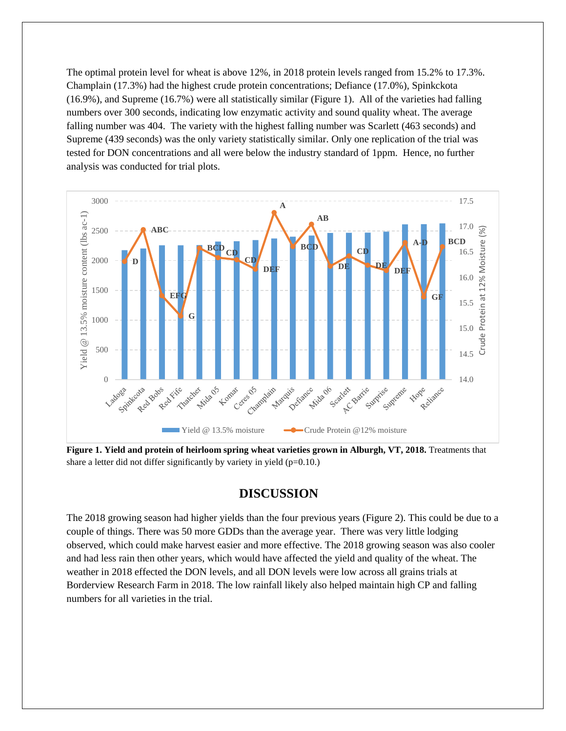The optimal protein level for wheat is above 12%, in 2018 protein levels ranged from 15.2% to 17.3%. Champlain (17.3%) had the highest crude protein concentrations; Defiance (17.0%), Spinkckota (16.9%), and Supreme (16.7%) were all statistically similar (Figure 1). All of the varieties had falling numbers over 300 seconds, indicating low enzymatic activity and sound quality wheat. The average falling number was 404. The variety with the highest falling number was Scarlett (463 seconds) and Supreme (439 seconds) was the only variety statistically similar. Only one replication of the trial was tested for DON concentrations and all were below the industry standard of 1ppm. Hence, no further analysis was conducted for trial plots.

**Figure 1. Yield and protein of heirloom spring wheat varieties grown in Alburgh, VT, 2018.** Treatments that share a letter did not differ significantly by variety in yield (p=0.10.)

## DISCUSSION

The 2018 growing season had higher yields than the four previous years (Figure 2). This could be due to a couple of things. There was 50 more GDDs than the average year. There was very little lodging observed, which could make harvest easier and more effective. The 2018 growing season was also cooler and had less rain then other years, which would have affected the yield and quality of the wheat. The weather in 2018 effected the DON levels, and all DON levels were low across all grains trials at Borderview Research Farm in 2018. The low rainfall likely also helped maintain high CP and falling numbers for all varieties in the trial.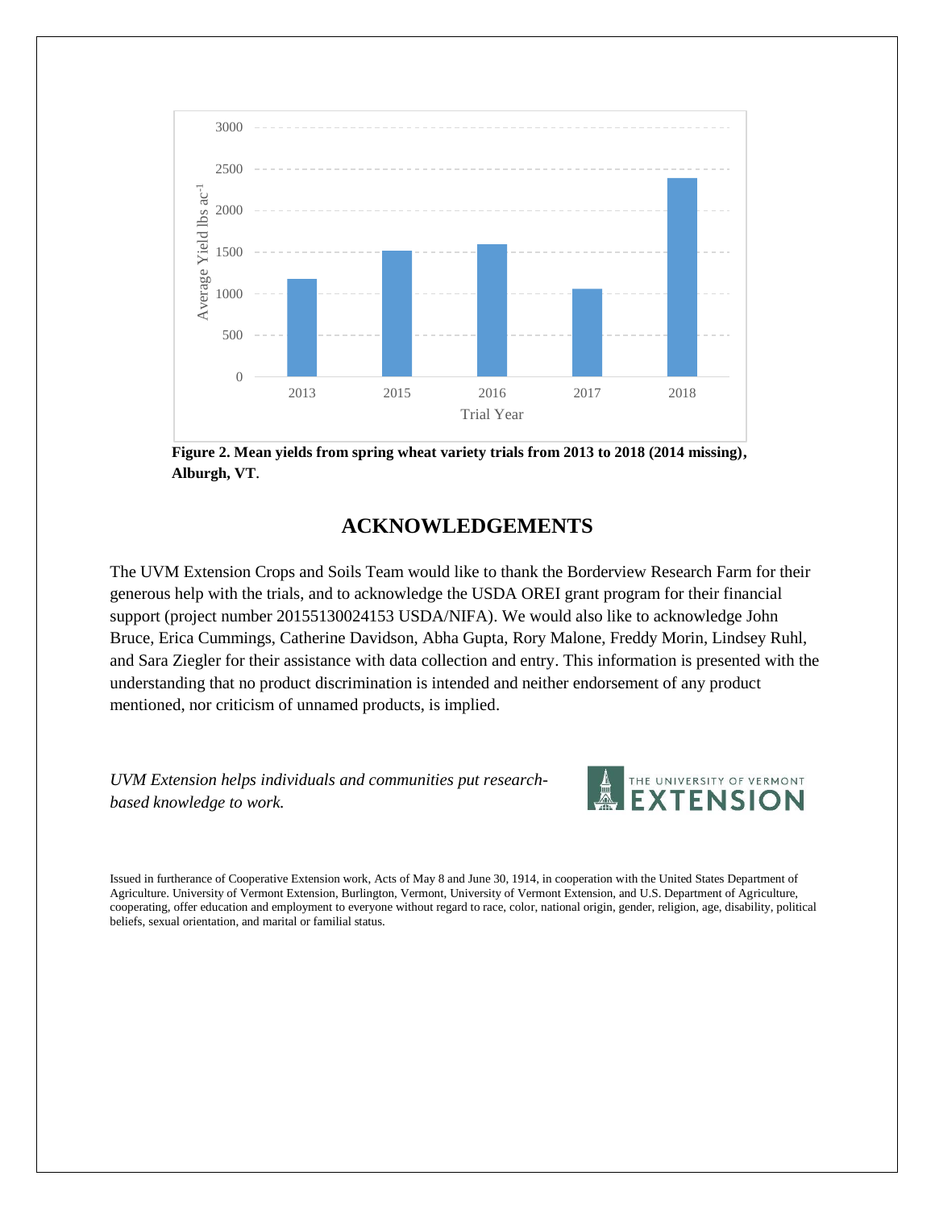3000
2500
2000
1500
1000
500
0

Average Yield lbs ac$^{-1}$

2013
2015
2016
2017
2018

Trial Year

**Figure 2. Mean yields from spring wheat variety trials from 2013 to 2018 (2014 missing), Alburgh, VT**.

## ACKNOWLEDGEMENTS

The UVM Extension Crops and Soils Team would like to thank the Borderview Research Farm for their generous help with the trials, and to acknowledge the USDA OREI grant program for their financial support (project number 20155130024153 USDA/NIFA). We would also like to acknowledge John Bruce, Erica Cummings, Catherine Davidson, Abha Gupta, Rory Malone, Freddy Morin, Lindsey Ruhl, and Sara Ziegler for their assistance with data collection and entry. This information is presented with the understanding that no product discrimination is intended and neither endorsement of any product mentioned, nor criticism of unnamed products, is implied.

*UVM Extension helps individuals and communities put research-based knowledge to work.*

THE UNIVERSITY OF VERMONT EXTENSION

Issued in furtherance of Cooperative Extension work, Acts of May 8 and June 30, 1914, in cooperation with the United States Department of Agriculture. University of Vermont Extension, Burlington, Vermont, University of Vermont Extension, and U.S. Department of Agriculture, cooperating, offer education and employment to everyone without regard to race, color, national origin, gender, religion, age, disability, political beliefs, sexual orientation, and marital or familial status.